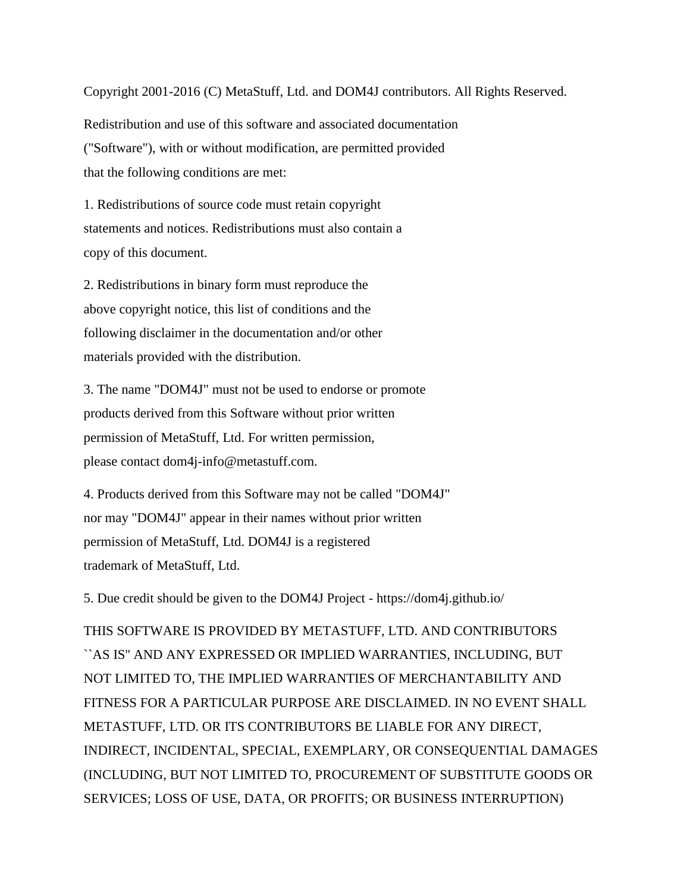Copyright 2001-2016 (C) MetaStuff, Ltd. and DOM4J contributors. All Rights Reserved.

Redistribution and use of this software and associated documentation ("Software"), with or without modification, are permitted provided that the following conditions are met:

1. Redistributions of source code must retain copyright statements and notices. Redistributions must also contain a copy of this document.

2. Redistributions in binary form must reproduce the above copyright notice, this list of conditions and the following disclaimer in the documentation and/or other materials provided with the distribution.

3. The name "DOM4J" must not be used to endorse or promote products derived from this Software without prior written permission of MetaStuff, Ltd. For written permission, please contact dom4j-info@metastuff.com.

4. Products derived from this Software may not be called "DOM4J" nor may "DOM4J" appear in their names without prior written permission of MetaStuff, Ltd. DOM4J is a registered trademark of MetaStuff, Ltd.

5. Due credit should be given to the DOM4J Project - https://dom4j.github.io/

THIS SOFTWARE IS PROVIDED BY METASTUFF, LTD. AND CONTRIBUTORS ``AS IS'' AND ANY EXPRESSED OR IMPLIED WARRANTIES, INCLUDING, BUT NOT LIMITED TO, THE IMPLIED WARRANTIES OF MERCHANTABILITY AND FITNESS FOR A PARTICULAR PURPOSE ARE DISCLAIMED. IN NO EVENT SHALL METASTUFF, LTD. OR ITS CONTRIBUTORS BE LIABLE FOR ANY DIRECT, INDIRECT, INCIDENTAL, SPECIAL, EXEMPLARY, OR CONSEQUENTIAL DAMAGES (INCLUDING, BUT NOT LIMITED TO, PROCUREMENT OF SUBSTITUTE GOODS OR SERVICES; LOSS OF USE, DATA, OR PROFITS; OR BUSINESS INTERRUPTION)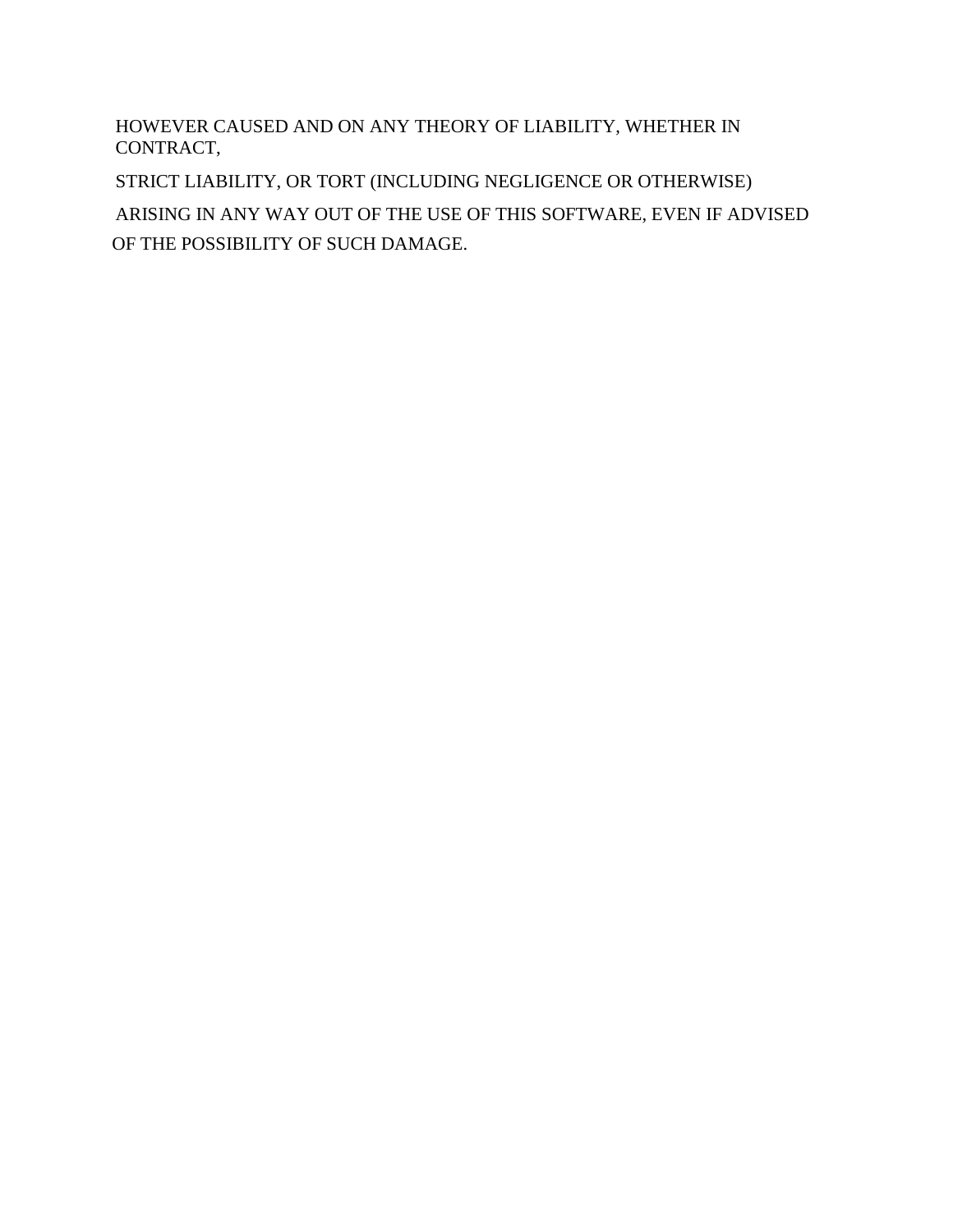HOWEVER CAUSED AND ON ANY THEORY OF LIABILITY, WHETHER IN CONTRACT,

STRICT LIABILITY, OR TORT (INCLUDING NEGLIGENCE OR OTHERWISE)

ARISING IN ANY WAY OUT OF THE USE OF THIS SOFTWARE, EVEN IF ADVISED OF THE POSSIBILITY OF SUCH DAMAGE.